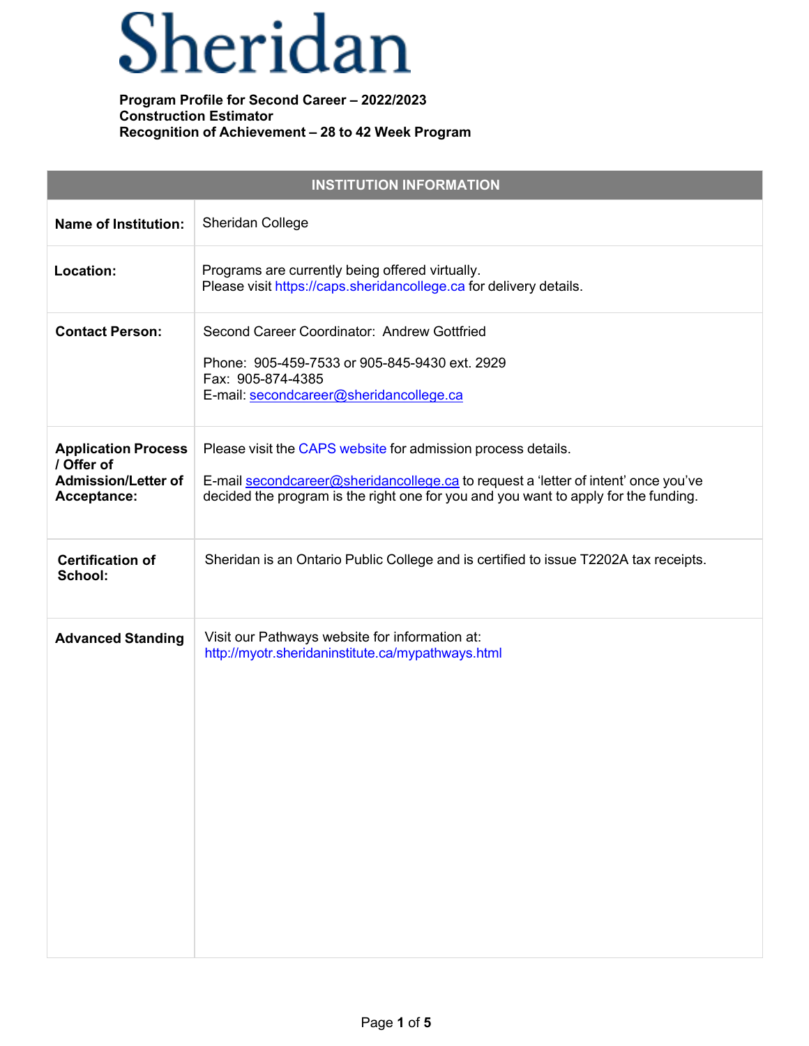# Sheridan

**Program Profile for Second Career – 2022/2023**
**Construction Estimator**
**Recognition of Achievement – 28 to 42 Week Program**

| INSTITUTION INFORMATION | |
|---|---|
| **Name of Institution:** | Sheridan College |
| **Location:** | Programs are currently being offered virtually.<br>Please visit https://caps.sheridancollege.ca for delivery details. |
| **Contact Person:** | Second Career Coordinator: Andrew Gottfried<br><br>Phone: 905-459-7533 or 905-845-9430 ext. 2929<br>Fax: 905-874-4385<br>E-mail: secondcareer@sheridancollege.ca |
| **Application Process / Offer of Admission/Letter of Acceptance:** | Please visit the CAPS website for admission process details.<br><br>E-mail secondcareer@sheridancollege.ca to request a 'letter of intent' once you've decided the program is the right one for you and you want to apply for the funding. |
| **Certification of School:** | Sheridan is an Ontario Public College and is certified to issue T2202A tax receipts. |
| **Advanced Standing** | Visit our Pathways website for information at:<br>http://myotr.sheridaninstitute.ca/mypathways.html |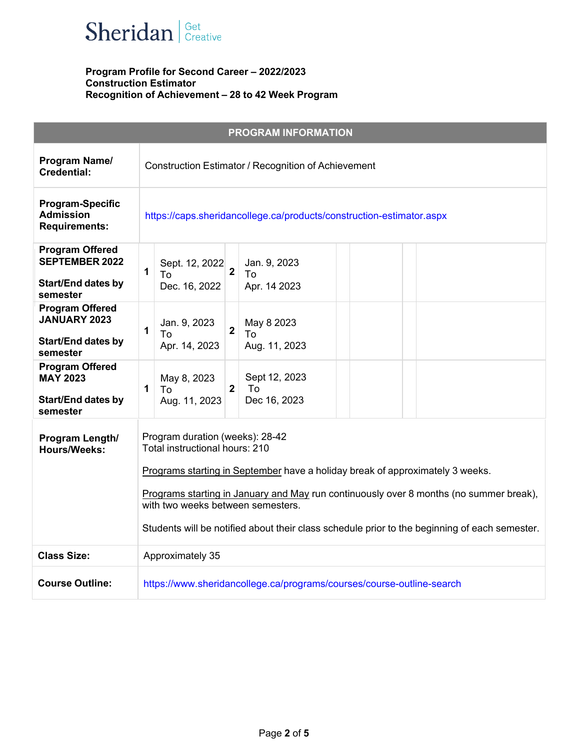Sheridan | Get Creative

**Program Profile for Second Career – 2022/2023**
**Construction Estimator**
**Recognition of Achievement – 28 to 42 Week Program**

| PROGRAM INFORMATION | | | | | | | | |
|---|---|---|---|---|---|---|---|---|
| **Program Name/ Credential:** | Construction Estimator / Recognition of Achievement | | | | | | | |
| **Program-Specific Admission Requirements:** | https://caps.sheridancollege.ca/products/construction-estimator.aspx | | | | | | | |
| **Program Offered SEPTEMBER 2022**<br><br>**Start/End dates by semester** | **1** | Sept. 12, 2022 To Dec. 16, 2022 | **2** | Jan. 9, 2023 To Apr. 14 2023 | | | | |
| **Program Offered JANUARY 2023**<br><br>**Start/End dates by semester** | **1** | Jan. 9, 2023 To Apr. 14, 2023 | **2** | May 8 2023 To Aug. 11, 2023 | | | | |
| **Program Offered MAY 2023**<br><br>**Start/End dates by semester** | **1** | May 8, 2023 To Aug. 11, 2023 | **2** | Sept 12, 2023 To Dec 16, 2023 | | | | |
| **Program Length/ Hours/Weeks:** | Program duration (weeks): 28-42<br>Total instructional hours: 210<br><br>Programs starting in September have a holiday break of approximately 3 weeks.<br><br>Programs starting in January and May run continuously over 8 months (no summer break), with two weeks between semesters.<br><br>Students will be notified about their class schedule prior to the beginning of each semester. | | | | | | | |
| **Class Size:** | Approximately 35 | | | | | | | |
| **Course Outline:** | https://www.sheridancollege.ca/programs/courses/course-outline-search | | | | | | | |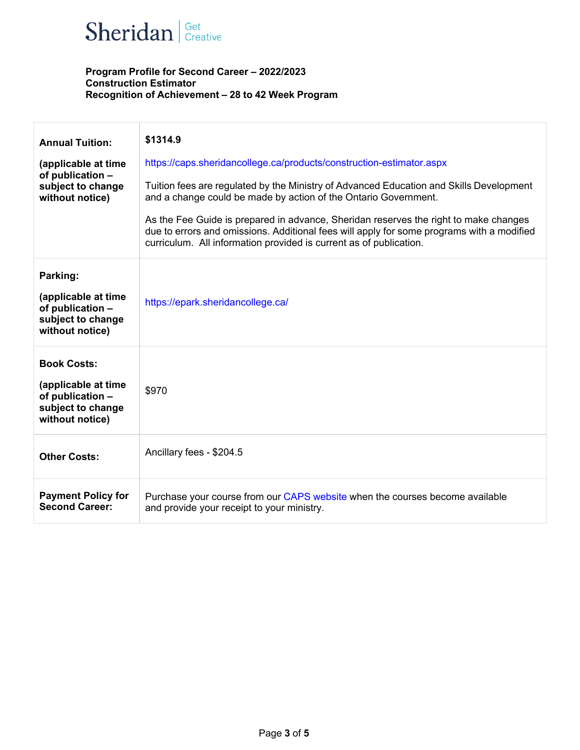**Program Profile for Second Career – 2022/2023**
**Construction Estimator**
**Recognition of Achievement – 28 to 42 Week Program**

| | |
|---|---|
| **Annual Tuition:**<br><br>**(applicable at time of publication – subject to change without notice)** | **$1314.9**<br><br>https://caps.sheridancollege.ca/products/construction-estimator.aspx<br><br>Tuition fees are regulated by the Ministry of Advanced Education and Skills Development and a change could be made by action of the Ontario Government.<br><br>As the Fee Guide is prepared in advance, Sheridan reserves the right to make changes due to errors and omissions. Additional fees will apply for some programs with a modified curriculum. All information provided is current as of publication. |
| **Parking:**<br><br>**(applicable at time of publication – subject to change without notice)** | https://epark.sheridancollege.ca/ |
| **Book Costs:**<br><br>**(applicable at time of publication – subject to change without notice)** | $970 |
| **Other Costs:** | Ancillary fees - $204.5 |
| **Payment Policy for Second Career:** | Purchase your course from our CAPS website when the courses become available and provide your receipt to your ministry. |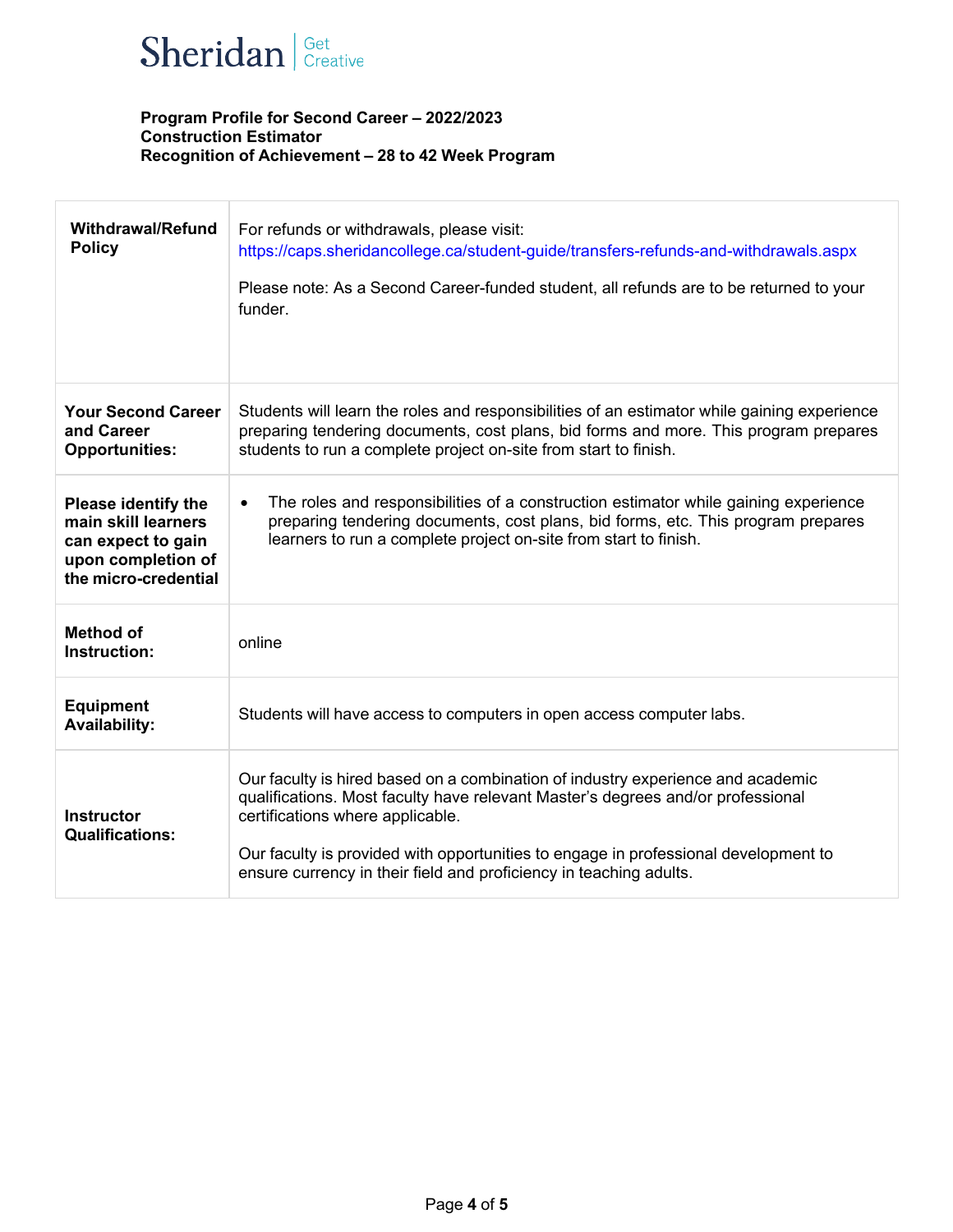**Program Profile for Second Career – 2022/2023**
**Construction Estimator**
**Recognition of Achievement – 28 to 42 Week Program**

| | |
|---|---|
| **Withdrawal/Refund Policy** | For refunds or withdrawals, please visit: https://caps.sheridancollege.ca/student-guide/transfers-refunds-and-withdrawals.aspx<br><br>Please note: As a Second Career-funded student, all refunds are to be returned to your funder. |
| **Your Second Career and Career Opportunities:** | Students will learn the roles and responsibilities of an estimator while gaining experience preparing tendering documents, cost plans, bid forms and more. This program prepares students to run a complete project on-site from start to finish. |
| **Please identify the main skill learners can expect to gain upon completion of the micro-credential** | • The roles and responsibilities of a construction estimator while gaining experience preparing tendering documents, cost plans, bid forms, etc. This program prepares learners to run a complete project on-site from start to finish. |
| **Method of Instruction:** | online |
| **Equipment Availability:** | Students will have access to computers in open access computer labs. |
| **Instructor Qualifications:** | Our faculty is hired based on a combination of industry experience and academic qualifications. Most faculty have relevant Master's degrees and/or professional certifications where applicable.<br><br>Our faculty is provided with opportunities to engage in professional development to ensure currency in their field and proficiency in teaching adults. |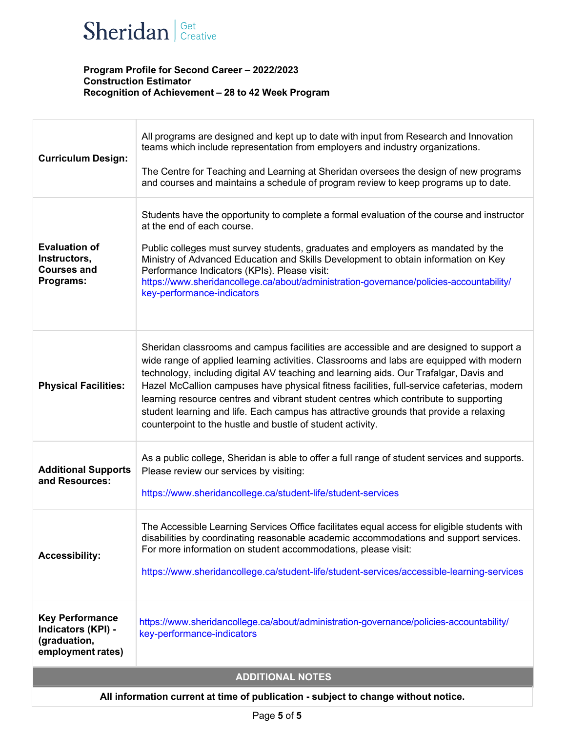**Program Profile for Second Career – 2022/2023**
**Construction Estimator**
**Recognition of Achievement – 28 to 42 Week Program**

| | |
|---|---|
| **Curriculum Design:** | All programs are designed and kept up to date with input from Research and Innovation teams which include representation from employers and industry organizations.<br><br>The Centre for Teaching and Learning at Sheridan oversees the design of new programs and courses and maintains a schedule of program review to keep programs up to date. |
| **Evaluation of Instructors, Courses and Programs:** | Students have the opportunity to complete a formal evaluation of the course and instructor at the end of each course.<br><br>Public colleges must survey students, graduates and employers as mandated by the Ministry of Advanced Education and Skills Development to obtain information on Key Performance Indicators (KPIs). Please visit: https://www.sheridancollege.ca/about/administration-governance/policies-accountability/key-performance-indicators |
| **Physical Facilities:** | Sheridan classrooms and campus facilities are accessible and are designed to support a wide range of applied learning activities. Classrooms and labs are equipped with modern technology, including digital AV teaching and learning aids. Our Trafalgar, Davis and Hazel McCallion campuses have physical fitness facilities, full-service cafeterias, modern learning resource centres and vibrant student centres which contribute to supporting student learning and life. Each campus has attractive grounds that provide a relaxing counterpoint to the hustle and bustle of student activity. |
| **Additional Supports and Resources:** | As a public college, Sheridan is able to offer a full range of student services and supports. Please review our services by visiting:<br><br>https://www.sheridancollege.ca/student-life/student-services |
| **Accessibility:** | The Accessible Learning Services Office facilitates equal access for eligible students with disabilities by coordinating reasonable academic accommodations and support services. For more information on student accommodations, please visit:<br><br>https://www.sheridancollege.ca/student-life/student-services/accessible-learning-services |
| **Key Performance Indicators (KPI) - (graduation, employment rates)** | https://www.sheridancollege.ca/about/administration-governance/policies-accountability/key-performance-indicators |

**ADDITIONAL NOTES**

**All information current at time of publication - subject to change without notice.**